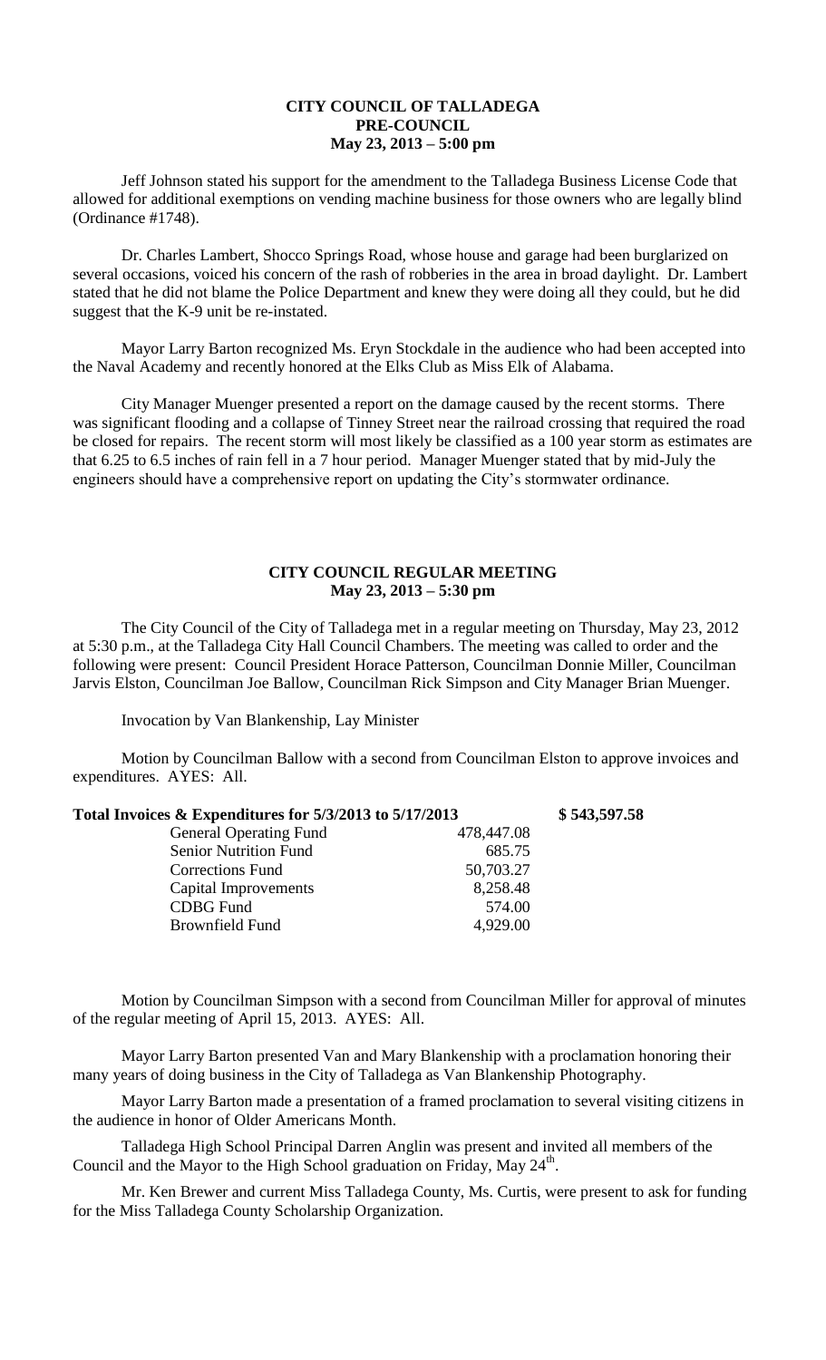**CITY COUNCIL OF TALLADEGA**
**PRE-COUNCIL**
**May 23, 2013 – 5:00 pm**

Jeff Johnson stated his support for the amendment to the Talladega Business License Code that allowed for additional exemptions on vending machine business for those owners who are legally blind (Ordinance #1748).

Dr. Charles Lambert, Shocco Springs Road, whose house and garage had been burglarized on several occasions, voiced his concern of the rash of robberies in the area in broad daylight. Dr. Lambert stated that he did not blame the Police Department and knew they were doing all they could, but he did suggest that the K-9 unit be re-instated.

Mayor Larry Barton recognized Ms. Eryn Stockdale in the audience who had been accepted into the Naval Academy and recently honored at the Elks Club as Miss Elk of Alabama.

City Manager Muenger presented a report on the damage caused by the recent storms. There was significant flooding and a collapse of Tinney Street near the railroad crossing that required the road be closed for repairs. The recent storm will most likely be classified as a 100 year storm as estimates are that 6.25 to 6.5 inches of rain fell in a 7 hour period. Manager Muenger stated that by mid-July the engineers should have a comprehensive report on updating the City's stormwater ordinance.

**CITY COUNCIL REGULAR MEETING**
**May 23, 2013 – 5:30 pm**

The City Council of the City of Talladega met in a regular meeting on Thursday, May 23, 2012 at 5:30 p.m., at the Talladega City Hall Council Chambers. The meeting was called to order and the following were present: Council President Horace Patterson, Councilman Donnie Miller, Councilman Jarvis Elston, Councilman Joe Ballow, Councilman Rick Simpson and City Manager Brian Muenger.

Invocation by Van Blankenship, Lay Minister

Motion by Councilman Ballow with a second from Councilman Elston to approve invoices and expenditures. AYES: All.

| **Total Invoices & Expenditures for 5/3/2013 to 5/17/2013** | | **$ 543,597.58** |
|---|---|---|
| General Operating Fund | 478,447.08 | |
| Senior Nutrition Fund | 685.75 | |
| Corrections Fund | 50,703.27 | |
| Capital Improvements | 8,258.48 | |
| CDBG Fund | 574.00 | |
| Brownfield Fund | 4,929.00 | |

Motion by Councilman Simpson with a second from Councilman Miller for approval of minutes of the regular meeting of April 15, 2013. AYES: All.

Mayor Larry Barton presented Van and Mary Blankenship with a proclamation honoring their many years of doing business in the City of Talladega as Van Blankenship Photography.

Mayor Larry Barton made a presentation of a framed proclamation to several visiting citizens in the audience in honor of Older Americans Month.

Talladega High School Principal Darren Anglin was present and invited all members of the Council and the Mayor to the High School graduation on Friday, May 24th.

Mr. Ken Brewer and current Miss Talladega County, Ms. Curtis, were present to ask for funding for the Miss Talladega County Scholarship Organization.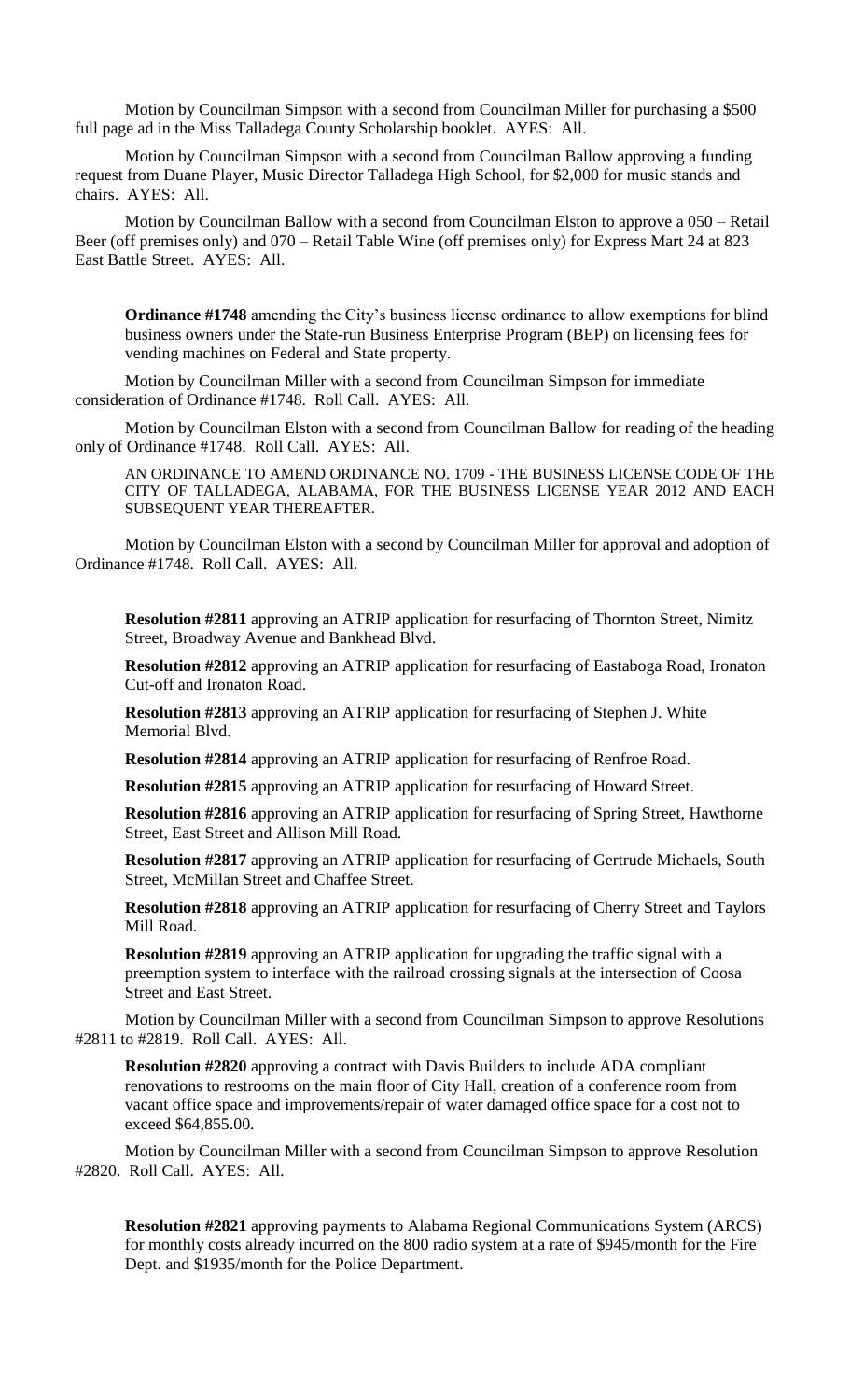Motion by Councilman Simpson with a second from Councilman Miller for purchasing a $500 full page ad in the Miss Talladega County Scholarship booklet. AYES: All.

Motion by Councilman Simpson with a second from Councilman Ballow approving a funding request from Duane Player, Music Director Talladega High School, for $2,000 for music stands and chairs. AYES: All.

Motion by Councilman Ballow with a second from Councilman Elston to approve a 050 – Retail Beer (off premises only) and 070 – Retail Table Wine (off premises only) for Express Mart 24 at 823 East Battle Street. AYES: All.

**Ordinance #1748** amending the City's business license ordinance to allow exemptions for blind business owners under the State-run Business Enterprise Program (BEP) on licensing fees for vending machines on Federal and State property.

Motion by Councilman Miller with a second from Councilman Simpson for immediate consideration of Ordinance #1748. Roll Call. AYES: All.

Motion by Councilman Elston with a second from Councilman Ballow for reading of the heading only of Ordinance #1748. Roll Call. AYES: All.

AN ORDINANCE TO AMEND ORDINANCE NO. 1709 - THE BUSINESS LICENSE CODE OF THE CITY OF TALLADEGA, ALABAMA, FOR THE BUSINESS LICENSE YEAR 2012 AND EACH SUBSEQUENT YEAR THEREAFTER.

Motion by Councilman Elston with a second by Councilman Miller for approval and adoption of Ordinance #1748. Roll Call. AYES: All.

**Resolution #2811** approving an ATRIP application for resurfacing of Thornton Street, Nimitz Street, Broadway Avenue and Bankhead Blvd.

**Resolution #2812** approving an ATRIP application for resurfacing of Eastaboga Road, Ironaton Cut-off and Ironaton Road.

**Resolution #2813** approving an ATRIP application for resurfacing of Stephen J. White Memorial Blvd.

**Resolution #2814** approving an ATRIP application for resurfacing of Renfroe Road.

**Resolution #2815** approving an ATRIP application for resurfacing of Howard Street.

**Resolution #2816** approving an ATRIP application for resurfacing of Spring Street, Hawthorne Street, East Street and Allison Mill Road.

**Resolution #2817** approving an ATRIP application for resurfacing of Gertrude Michaels, South Street, McMillan Street and Chaffee Street.

**Resolution #2818** approving an ATRIP application for resurfacing of Cherry Street and Taylors Mill Road.

**Resolution #2819** approving an ATRIP application for upgrading the traffic signal with a preemption system to interface with the railroad crossing signals at the intersection of Coosa Street and East Street.

Motion by Councilman Miller with a second from Councilman Simpson to approve Resolutions #2811 to #2819. Roll Call. AYES: All.

**Resolution #2820** approving a contract with Davis Builders to include ADA compliant renovations to restrooms on the main floor of City Hall, creation of a conference room from vacant office space and improvements/repair of water damaged office space for a cost not to exceed $64,855.00.

Motion by Councilman Miller with a second from Councilman Simpson to approve Resolution #2820. Roll Call. AYES: All.

**Resolution #2821** approving payments to Alabama Regional Communications System (ARCS) for monthly costs already incurred on the 800 radio system at a rate of $945/month for the Fire Dept. and $1935/month for the Police Department.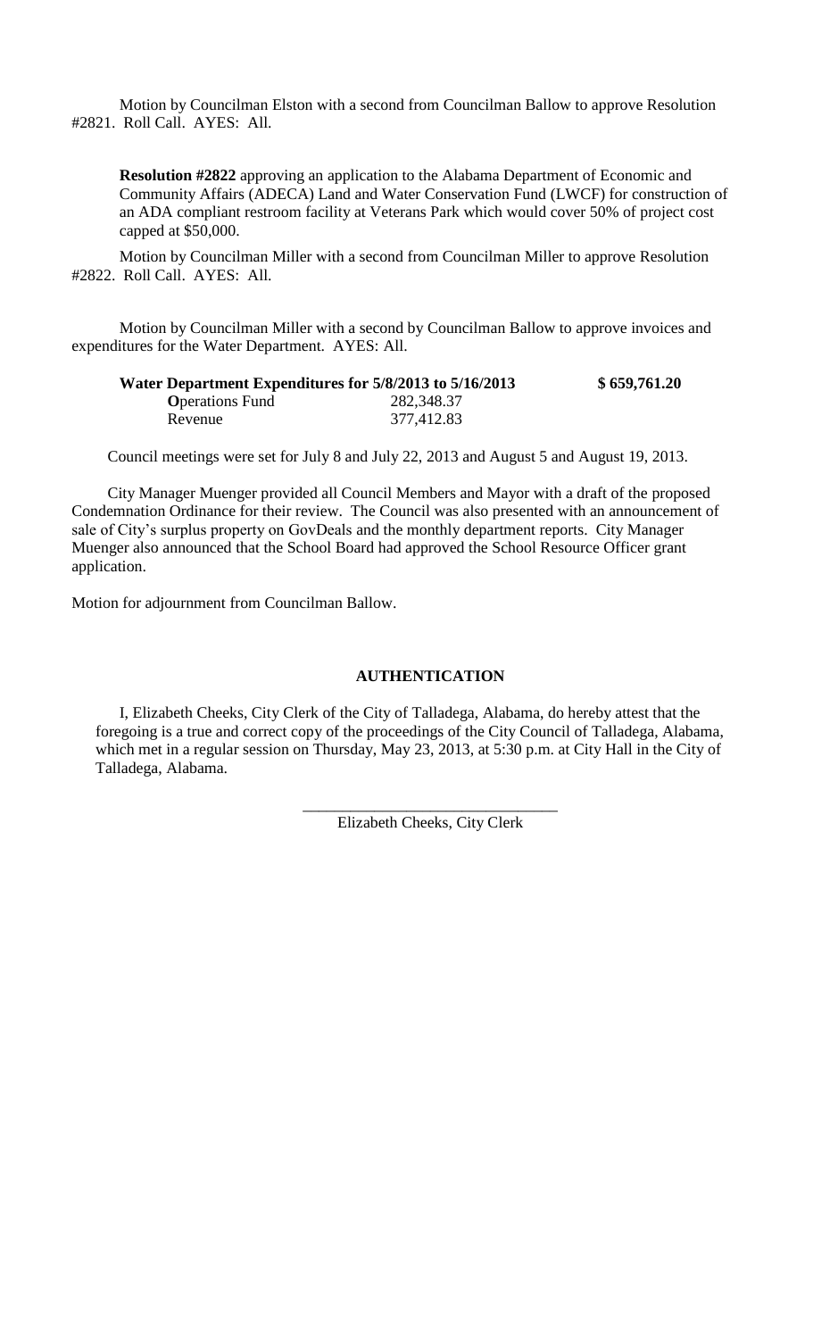Motion by Councilman Elston with a second from Councilman Ballow to approve Resolution #2821. Roll Call. AYES: All.

**Resolution #2822** approving an application to the Alabama Department of Economic and Community Affairs (ADECA) Land and Water Conservation Fund (LWCF) for construction of an ADA compliant restroom facility at Veterans Park which would cover 50% of project cost capped at $50,000.

Motion by Councilman Miller with a second from Councilman Miller to approve Resolution #2822. Roll Call. AYES: All.

Motion by Councilman Miller with a second by Councilman Ballow to approve invoices and expenditures for the Water Department. AYES: All.

| | | |
|---|---|---|
| **Water Department Expenditures for 5/8/2013 to 5/16/2013** | | **$ 659,761.20** |
| **O**perations Fund | 282,348.37 | |
| Revenue | 377,412.83 | |

Council meetings were set for July 8 and July 22, 2013 and August 5 and August 19, 2013.

City Manager Muenger provided all Council Members and Mayor with a draft of the proposed Condemnation Ordinance for their review. The Council was also presented with an announcement of sale of City's surplus property on GovDeals and the monthly department reports. City Manager Muenger also announced that the School Board had approved the School Resource Officer grant application.

Motion for adjournment from Councilman Ballow.

**AUTHENTICATION**

I, Elizabeth Cheeks, City Clerk of the City of Talladega, Alabama, do hereby attest that the foregoing is a true and correct copy of the proceedings of the City Council of Talladega, Alabama, which met in a regular session on Thursday, May 23, 2013, at 5:30 p.m. at City Hall in the City of Talladega, Alabama.

\_\_\_\_\_\_\_\_\_\_\_\_\_\_\_\_\_\_\_\_\_\_\_\_\_\_\_\_\_\_\_\_

Elizabeth Cheeks, City Clerk